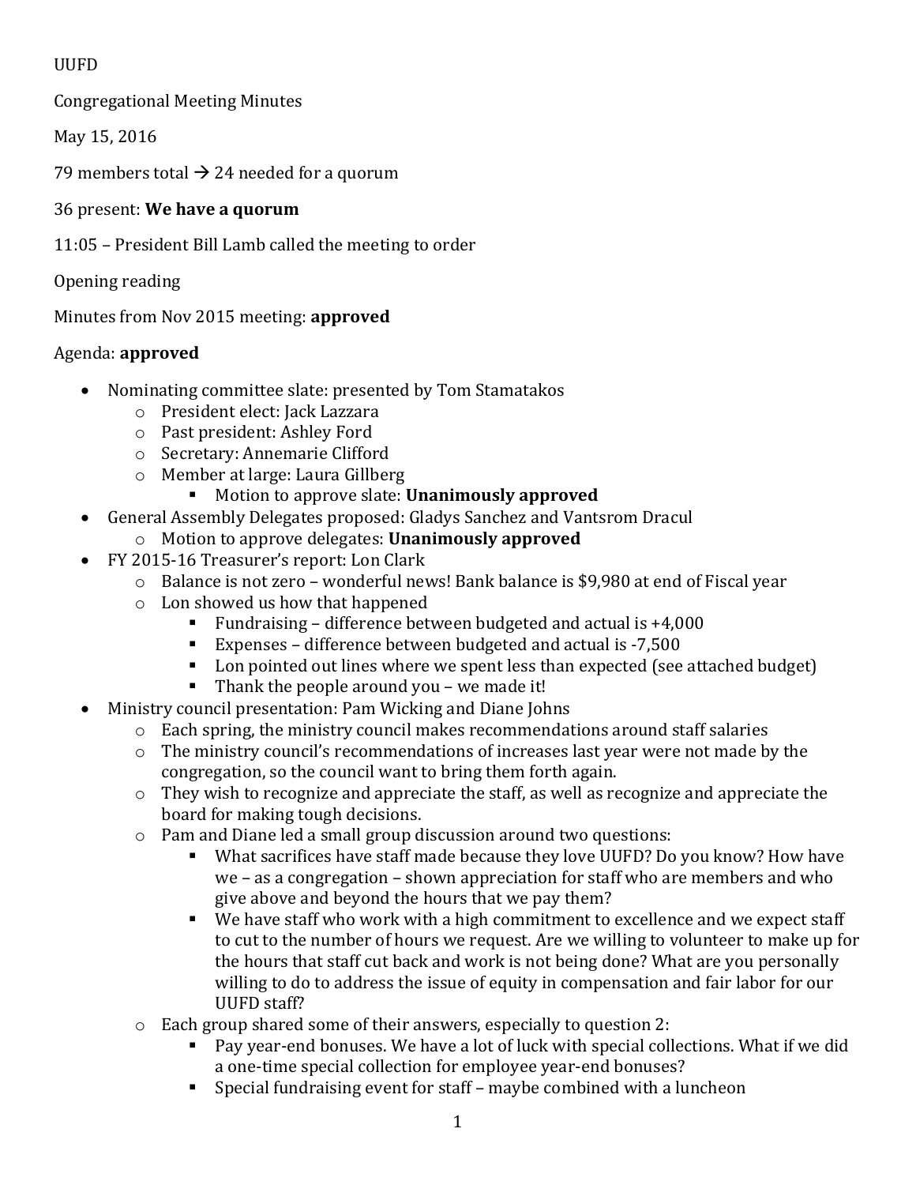UUFD

Congregational Meeting Minutes

May 15, 2016

79 members total → 24 needed for a quorum

36 present: **We have a quorum**

11:05 – President Bill Lamb called the meeting to order

Opening reading

Minutes from Nov 2015 meeting: **approved**

Agenda: **approved**

- Nominating committee slate: presented by Tom Stamatakos
  - President elect: Jack Lazzara
  - Past president: Ashley Ford
  - Secretary: Annemarie Clifford
  - Member at large: Laura Gillberg
    - Motion to approve slate: **Unanimously approved**
- General Assembly Delegates proposed: Gladys Sanchez and Vantsrom Dracul
  - Motion to approve delegates: **Unanimously approved**
- FY 2015-16 Treasurer's report: Lon Clark
  - Balance is not zero – wonderful news! Bank balance is $9,980 at end of Fiscal year
  - Lon showed us how that happened
    - Fundraising – difference between budgeted and actual is +4,000
    - Expenses – difference between budgeted and actual is -7,500
    - Lon pointed out lines where we spent less than expected (see attached budget)
    - Thank the people around you – we made it!
- Ministry council presentation: Pam Wicking and Diane Johns
  - Each spring, the ministry council makes recommendations around staff salaries
  - The ministry council's recommendations of increases last year were not made by the congregation, so the council want to bring them forth again.
  - They wish to recognize and appreciate the staff, as well as recognize and appreciate the board for making tough decisions.
  - Pam and Diane led a small group discussion around two questions:
    - What sacrifices have staff made because they love UUFD? Do you know? How have we – as a congregation – shown appreciation for staff who are members and who give above and beyond the hours that we pay them?
    - We have staff who work with a high commitment to excellence and we expect staff to cut to the number of hours we request. Are we willing to volunteer to make up for the hours that staff cut back and work is not being done? What are you personally willing to do to address the issue of equity in compensation and fair labor for our UUFD staff?
  - Each group shared some of their answers, especially to question 2:
    - Pay year-end bonuses. We have a lot of luck with special collections. What if we did a one-time special collection for employee year-end bonuses?
    - Special fundraising event for staff – maybe combined with a luncheon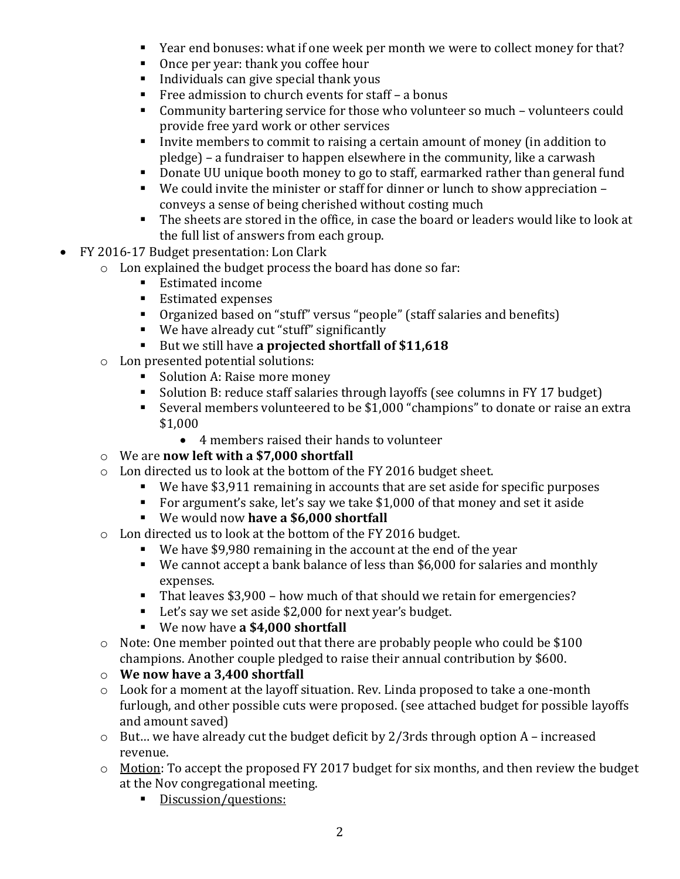- Year end bonuses: what if one week per month we were to collect money for that?
    - Once per year: thank you coffee hour
    - Individuals can give special thank yous
    - Free admission to church events for staff – a bonus
    - Community bartering service for those who volunteer so much – volunteers could provide free yard work or other services
    - Invite members to commit to raising a certain amount of money (in addition to pledge) – a fundraiser to happen elsewhere in the community, like a carwash
    - Donate UU unique booth money to go to staff, earmarked rather than general fund
    - We could invite the minister or staff for dinner or lunch to show appreciation – conveys a sense of being cherished without costing much
    - The sheets are stored in the office, in case the board or leaders would like to look at the full list of answers from each group.

- FY 2016-17 Budget presentation: Lon Clark
  - Lon explained the budget process the board has done so far:
    - Estimated income
    - Estimated expenses
    - Organized based on "stuff" versus "people" (staff salaries and benefits)
    - We have already cut "stuff" significantly
    - But we still have **a projected shortfall of $11,618**
  - Lon presented potential solutions:
    - Solution A: Raise more money
    - Solution B: reduce staff salaries through layoffs (see columns in FY 17 budget)
    - Several members volunteered to be $1,000 "champions" to donate or raise an extra $1,000
      - 4 members raised their hands to volunteer
  - We are **now left with a $7,000 shortfall**
  - Lon directed us to look at the bottom of the FY 2016 budget sheet.
    - We have $3,911 remaining in accounts that are set aside for specific purposes
    - For argument's sake, let's say we take $1,000 of that money and set it aside
    - We would now **have a $6,000 shortfall**
  - Lon directed us to look at the bottom of the FY 2016 budget.
    - We have $9,980 remaining in the account at the end of the year
    - We cannot accept a bank balance of less than $6,000 for salaries and monthly expenses.
    - That leaves $3,900 – how much of that should we retain for emergencies?
    - Let's say we set aside $2,000 for next year's budget.
    - We now have **a $4,000 shortfall**
  - Note: One member pointed out that there are probably people who could be $100 champions. Another couple pledged to raise their annual contribution by $600.
  - **We now have a 3,400 shortfall**
  - Look for a moment at the layoff situation. Rev. Linda proposed to take a one-month furlough, and other possible cuts were proposed. (see attached budget for possible layoffs and amount saved)
  - But… we have already cut the budget deficit by 2/3rds through option A – increased revenue.
  - <u>Motion</u>: To accept the proposed FY 2017 budget for six months, and then review the budget at the Nov congregational meeting.
    - <u>Discussion/questions:</u>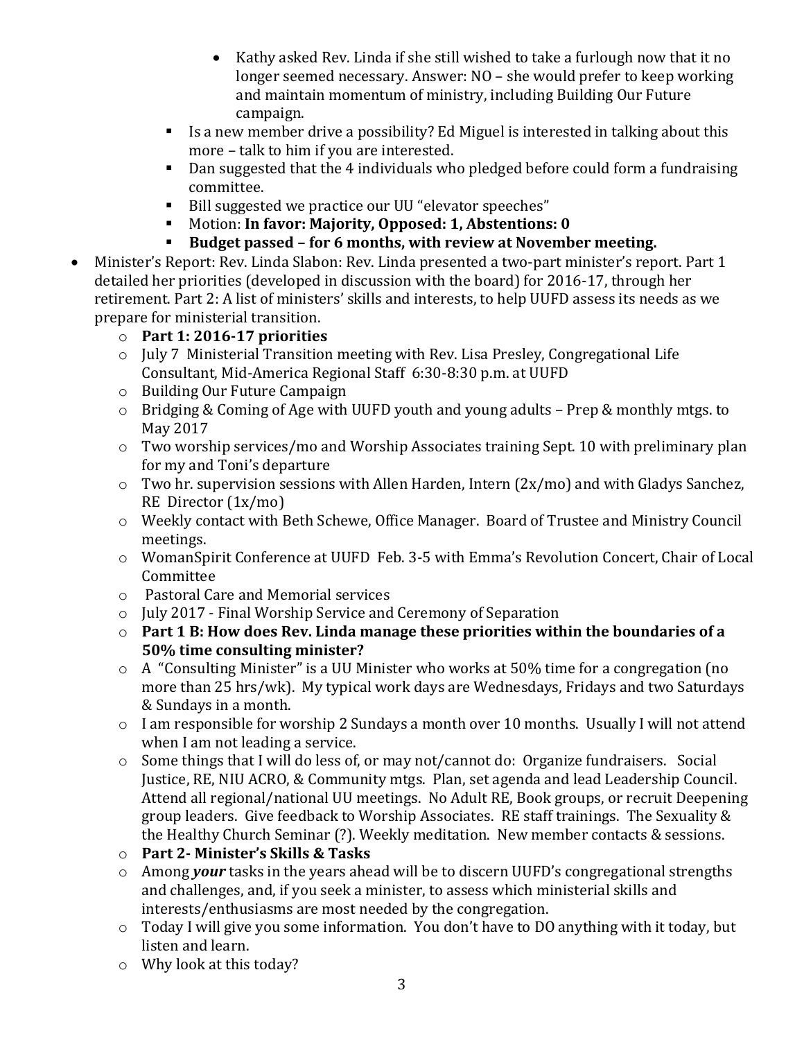- Kathy asked Rev. Linda if she still wished to take a furlough now that it no longer seemed necessary. Answer: NO – she would prefer to keep working and maintain momentum of ministry, including Building Our Future campaign.
    - Is a new member drive a possibility? Ed Miguel is interested in talking about this more – talk to him if you are interested.
    - Dan suggested that the 4 individuals who pledged before could form a fundraising committee.
    - Bill suggested we practice our UU "elevator speeches"
    - Motion: **In favor: Majority, Opposed: 1, Abstentions: 0**
    - **Budget passed – for 6 months, with review at November meeting.**
- Minister's Report: Rev. Linda Slabon: Rev. Linda presented a two-part minister's report. Part 1 detailed her priorities (developed in discussion with the board) for 2016-17, through her retirement. Part 2: A list of ministers' skills and interests, to help UUFD assess its needs as we prepare for ministerial transition.
    - **Part 1: 2016-17 priorities**
    - July 7 Ministerial Transition meeting with Rev. Lisa Presley, Congregational Life Consultant, Mid-America Regional Staff 6:30-8:30 p.m. at UUFD
    - Building Our Future Campaign
    - Bridging & Coming of Age with UUFD youth and young adults – Prep & monthly mtgs. to May 2017
    - Two worship services/mo and Worship Associates training Sept. 10 with preliminary plan for my and Toni's departure
    - Two hr. supervision sessions with Allen Harden, Intern (2x/mo) and with Gladys Sanchez, RE Director (1x/mo)
    - Weekly contact with Beth Schewe, Office Manager. Board of Trustee and Ministry Council meetings.
    - WomanSpirit Conference at UUFD Feb. 3-5 with Emma's Revolution Concert, Chair of Local Committee
    - Pastoral Care and Memorial services
    - July 2017 - Final Worship Service and Ceremony of Separation
    - **Part 1 B: How does Rev. Linda manage these priorities within the boundaries of a 50% time consulting minister?**
    - A "Consulting Minister" is a UU Minister who works at 50% time for a congregation (no more than 25 hrs/wk). My typical work days are Wednesdays, Fridays and two Saturdays & Sundays in a month.
    - I am responsible for worship 2 Sundays a month over 10 months. Usually I will not attend when I am not leading a service.
    - Some things that I will do less of, or may not/cannot do: Organize fundraisers. Social Justice, RE, NIU ACRO, & Community mtgs. Plan, set agenda and lead Leadership Council. Attend all regional/national UU meetings. No Adult RE, Book groups, or recruit Deepening group leaders. Give feedback to Worship Associates. RE staff trainings. The Sexuality & the Healthy Church Seminar (?). Weekly meditation. New member contacts & sessions.
    - **Part 2- Minister's Skills & Tasks**
    - Among ***your*** tasks in the years ahead will be to discern UUFD's congregational strengths and challenges, and, if you seek a minister, to assess which ministerial skills and interests/enthusiasms are most needed by the congregation.
    - Today I will give you some information. You don't have to DO anything with it today, but listen and learn.
    - Why look at this today?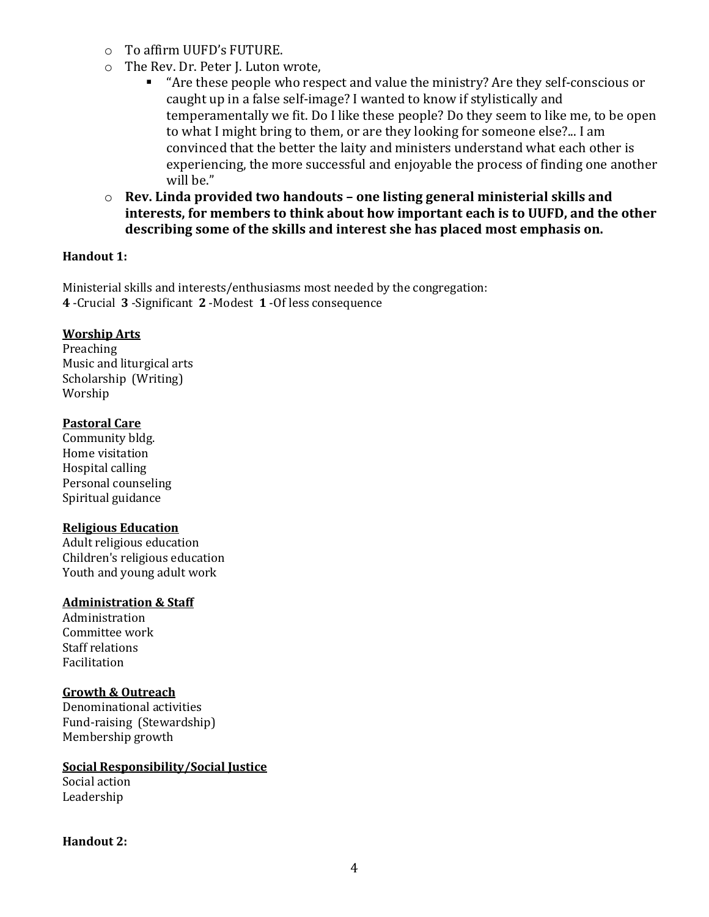- To affirm UUFD's FUTURE.
- The Rev. Dr. Peter J. Luton wrote,
  - "Are these people who respect and value the ministry? Are they self-conscious or caught up in a false self-image? I wanted to know if stylistically and temperamentally we fit. Do I like these people? Do they seem to like me, to be open to what I might bring to them, or are they looking for someone else?... I am convinced that the better the laity and ministers understand what each other is experiencing, the more successful and enjoyable the process of finding one another will be."
- **Rev. Linda provided two handouts – one listing general ministerial skills and interests, for members to think about how important each is to UUFD, and the other describing some of the skills and interest she has placed most emphasis on.**

**Handout 1:**

Ministerial skills and interests/enthusiasms most needed by the congregation:
**4** -Crucial **3** -Significant **2** -Modest **1** -Of less consequence

<u>**Worship Arts**</u>
Preaching
Music and liturgical arts
Scholarship (Writing)
Worship

<u>**Pastoral Care**</u>
Community bldg.
Home visitation
Hospital calling
Personal counseling
Spiritual guidance

<u>**Religious Education**</u>
Adult religious education
Children's religious education
Youth and young adult work

<u>**Administration & Staff**</u>
Administration
Committee work
Staff relations
Facilitation

<u>**Growth & Outreach**</u>
Denominational activities
Fund-raising (Stewardship)
Membership growth

<u>**Social Responsibility/Social Justice**</u>
Social action
Leadership

**Handout 2:**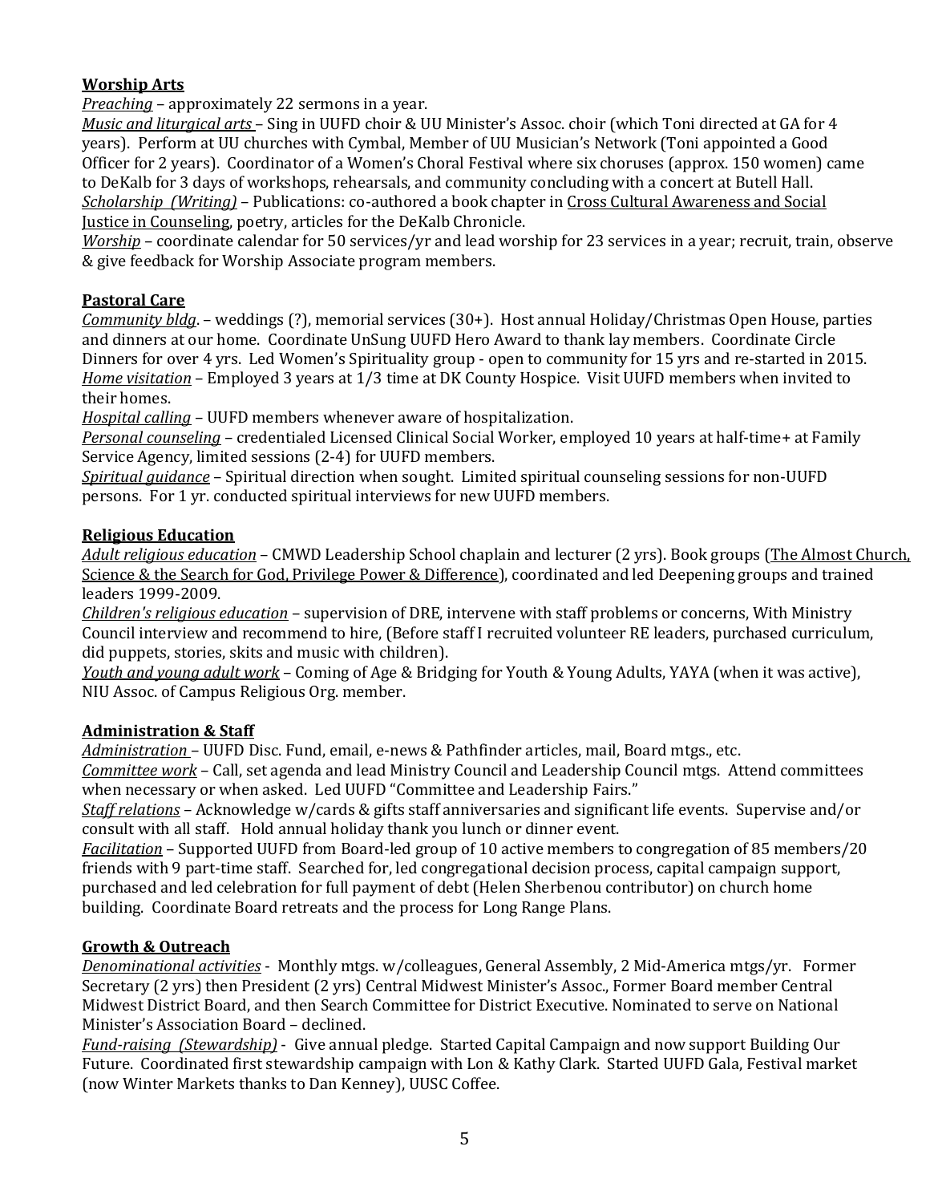**Worship Arts**

*Preaching* – approximately 22 sermons in a year.

*Music and liturgical arts* – Sing in UUFD choir & UU Minister's Assoc. choir (which Toni directed at GA for 4 years). Perform at UU churches with Cymbal, Member of UU Musician's Network (Toni appointed a Good Officer for 2 years). Coordinator of a Women's Choral Festival where six choruses (approx. 150 women) came to DeKalb for 3 days of workshops, rehearsals, and community concluding with a concert at Butell Hall.

*Scholarship (Writing)* – Publications: co-authored a book chapter in Cross Cultural Awareness and Social Justice in Counseling, poetry, articles for the DeKalb Chronicle.

*Worship* – coordinate calendar for 50 services/yr and lead worship for 23 services in a year; recruit, train, observe & give feedback for Worship Associate program members.

**Pastoral Care**

*Community bldg*. – weddings (?), memorial services (30+). Host annual Holiday/Christmas Open House, parties and dinners at our home. Coordinate UnSung UUFD Hero Award to thank lay members. Coordinate Circle Dinners for over 4 yrs. Led Women's Spirituality group - open to community for 15 yrs and re-started in 2015.

*Home visitation* – Employed 3 years at 1/3 time at DK County Hospice. Visit UUFD members when invited to their homes.

*Hospital calling* – UUFD members whenever aware of hospitalization.

*Personal counseling* – credentialed Licensed Clinical Social Worker, employed 10 years at half-time+ at Family Service Agency, limited sessions (2-4) for UUFD members.

*Spiritual guidance* – Spiritual direction when sought. Limited spiritual counseling sessions for non-UUFD persons. For 1 yr. conducted spiritual interviews for new UUFD members.

**Religious Education**

*Adult religious education* – CMWD Leadership School chaplain and lecturer (2 yrs). Book groups (The Almost Church, Science & the Search for God, Privilege Power & Difference), coordinated and led Deepening groups and trained leaders 1999-2009.

*Children's religious education* – supervision of DRE, intervene with staff problems or concerns, With Ministry Council interview and recommend to hire, (Before staff I recruited volunteer RE leaders, purchased curriculum, did puppets, stories, skits and music with children).

*Youth and young adult work* – Coming of Age & Bridging for Youth & Young Adults, YAYA (when it was active), NIU Assoc. of Campus Religious Org. member.

**Administration & Staff**

*Administration* – UUFD Disc. Fund, email, e-news & Pathfinder articles, mail, Board mtgs., etc.

*Committee work* – Call, set agenda and lead Ministry Council and Leadership Council mtgs. Attend committees when necessary or when asked. Led UUFD "Committee and Leadership Fairs."

*Staff relations* – Acknowledge w/cards & gifts staff anniversaries and significant life events. Supervise and/or consult with all staff. Hold annual holiday thank you lunch or dinner event.

*Facilitation* – Supported UUFD from Board-led group of 10 active members to congregation of 85 members/20 friends with 9 part-time staff. Searched for, led congregational decision process, capital campaign support, purchased and led celebration for full payment of debt (Helen Sherbenou contributor) on church home building. Coordinate Board retreats and the process for Long Range Plans.

**Growth & Outreach**

*Denominational activities* - Monthly mtgs. w/colleagues, General Assembly, 2 Mid-America mtgs/yr. Former Secretary (2 yrs) then President (2 yrs) Central Midwest Minister's Assoc., Former Board member Central Midwest District Board, and then Search Committee for District Executive. Nominated to serve on National Minister's Association Board – declined.

*Fund-raising (Stewardship)* - Give annual pledge. Started Capital Campaign and now support Building Our Future. Coordinated first stewardship campaign with Lon & Kathy Clark. Started UUFD Gala, Festival market (now Winter Markets thanks to Dan Kenney), UUSC Coffee.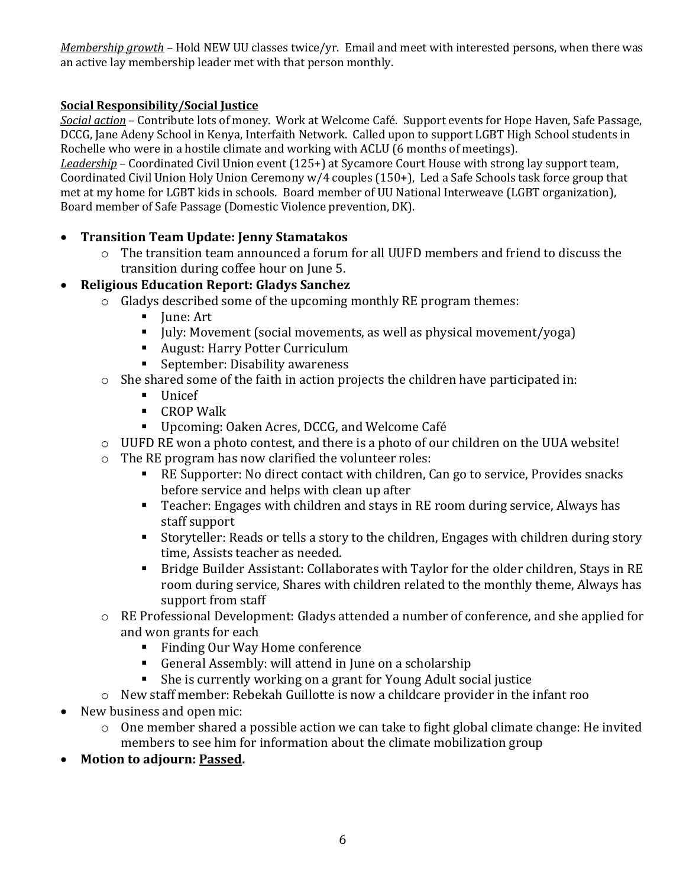*Membership growth* – Hold NEW UU classes twice/yr. Email and meet with interested persons, when there was an active lay membership leader met with that person monthly.

**Social Responsibility/Social Justice**

*Social action* – Contribute lots of money. Work at Welcome Café. Support events for Hope Haven, Safe Passage, DCCG, Jane Adeny School in Kenya, Interfaith Network. Called upon to support LGBT High School students in Rochelle who were in a hostile climate and working with ACLU (6 months of meetings).

*Leadership* – Coordinated Civil Union event (125+) at Sycamore Court House with strong lay support team, Coordinated Civil Union Holy Union Ceremony w/4 couples (150+), Led a Safe Schools task force group that met at my home for LGBT kids in schools. Board member of UU National Interweave (LGBT organization), Board member of Safe Passage (Domestic Violence prevention, DK).

- **Transition Team Update: Jenny Stamatakos**
  - The transition team announced a forum for all UUFD members and friend to discuss the transition during coffee hour on June 5.
- **Religious Education Report: Gladys Sanchez**
  - Gladys described some of the upcoming monthly RE program themes:
    - June: Art
    - July: Movement (social movements, as well as physical movement/yoga)
    - August: Harry Potter Curriculum
    - September: Disability awareness
  - She shared some of the faith in action projects the children have participated in:
    - Unicef
    - CROP Walk
    - Upcoming: Oaken Acres, DCCG, and Welcome Café
  - UUFD RE won a photo contest, and there is a photo of our children on the UUA website!
  - The RE program has now clarified the volunteer roles:
    - RE Supporter: No direct contact with children, Can go to service, Provides snacks before service and helps with clean up after
    - Teacher: Engages with children and stays in RE room during service, Always has staff support
    - Storyteller: Reads or tells a story to the children, Engages with children during story time, Assists teacher as needed.
    - Bridge Builder Assistant: Collaborates with Taylor for the older children, Stays in RE room during service, Shares with children related to the monthly theme, Always has support from staff
  - RE Professional Development: Gladys attended a number of conference, and she applied for and won grants for each
    - Finding Our Way Home conference
    - General Assembly: will attend in June on a scholarship
    - She is currently working on a grant for Young Adult social justice
  - New staff member: Rebekah Guillotte is now a childcare provider in the infant roo
- New business and open mic:
  - One member shared a possible action we can take to fight global climate change: He invited members to see him for information about the climate mobilization group
- **Motion to adjourn: <u>Passed</u>.**